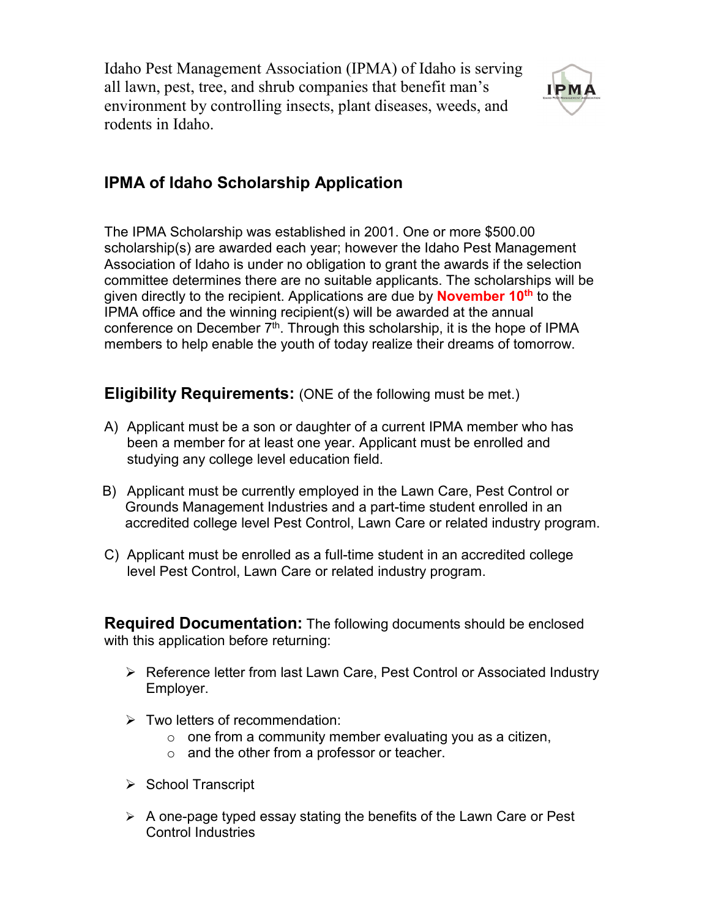Idaho Pest Management Association (IPMA) of Idaho is serving all lawn, pest, tree, and shrub companies that benefit man's environment by controlling insects, plant diseases, weeds, and rodents in Idaho.

## IPMA of Idaho Scholarship Application

The IPMA Scholarship was established in 2001. One or more $500.00 scholarship(s) are awarded each year; however the Idaho Pest Management Association of Idaho is under no obligation to grant the awards if the selection committee determines there are no suitable applicants. The scholarships will be given directly to the recipient. Applications are due by **November 10th** to the IPMA office and the winning recipient(s) will be awarded at the annual conference on December 7th. Through this scholarship, it is the hope of IPMA members to help enable the youth of today realize their dreams of tomorrow.

### Eligibility Requirements: (ONE of the following must be met.)

A) Applicant must be a son or daughter of a current IPMA member who has been a member for at least one year. Applicant must be enrolled and studying any college level education field.

B) Applicant must be currently employed in the Lawn Care, Pest Control or Grounds Management Industries and a part-time student enrolled in an accredited college level Pest Control, Lawn Care or related industry program.

C) Applicant must be enrolled as a full-time student in an accredited college level Pest Control, Lawn Care or related industry program.

**Required Documentation:** The following documents should be enclosed with this application before returning:

- Reference letter from last Lawn Care, Pest Control or Associated Industry Employer.
- Two letters of recommendation:
  - one from a community member evaluating you as a citizen,
  - and the other from a professor or teacher.
- School Transcript
- A one-page typed essay stating the benefits of the Lawn Care or Pest Control Industries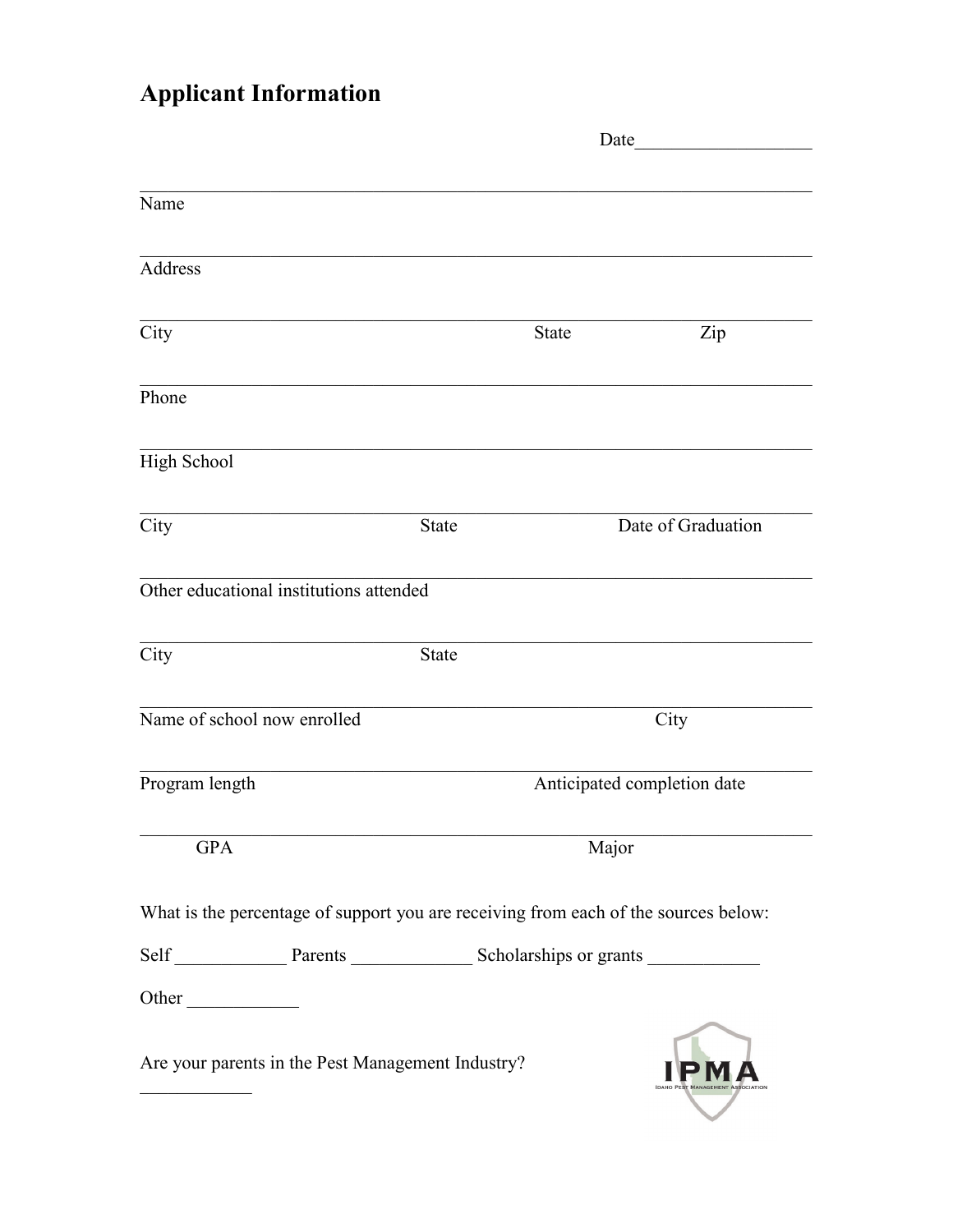# Applicant Information

Date___________________

_______________________________________________________________________

Name

_______________________________________________________________________

Address

_______________________________________________________________________

City State Zip

_______________________________________________________________________

Phone

_______________________________________________________________________

High School

_______________________________________________________________________

City State Date of Graduation

_______________________________________________________________________

Other educational institutions attended

_______________________________________________________________________

City State

_______________________________________________________________________

Name of school now enrolled City

_______________________________________________________________________

Program length Anticipated completion date

_______________________________________________________________________

GPA Major

What is the percentage of support you are receiving from each of the sources below:

Self ____________ Parents _____________ Scholarships or grants ____________

Other ____________

Are your parents in the Pest Management Industry?

____________

IPMA
Idaho Pest Management Association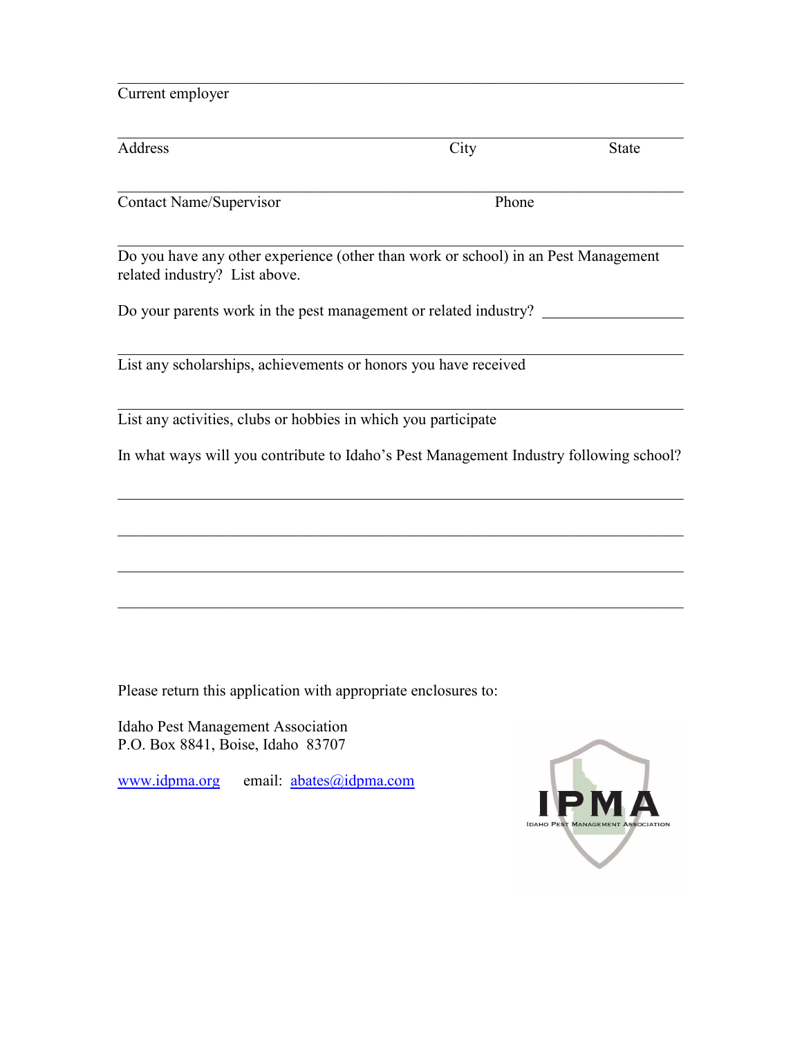\_\_\_\_\_\_\_\_\_\_\_\_\_\_\_\_\_\_\_\_\_\_\_\_\_\_\_\_\_\_\_\_\_\_\_\_\_\_\_\_\_\_\_\_\_\_\_\_\_\_\_\_\_\_\_\_\_\_\_\_\_\_\_\_\_\_\_\_\_\_

Current employer

\_\_\_\_\_\_\_\_\_\_\_\_\_\_\_\_\_\_\_\_\_\_\_\_\_\_\_\_\_\_\_\_\_\_\_\_\_\_\_\_\_\_\_\_\_\_\_\_\_\_\_\_\_\_\_\_\_\_\_\_\_\_\_\_\_\_\_\_\_\_

Address City State

\_\_\_\_\_\_\_\_\_\_\_\_\_\_\_\_\_\_\_\_\_\_\_\_\_\_\_\_\_\_\_\_\_\_\_\_\_\_\_\_\_\_\_\_\_\_\_\_\_\_\_\_\_\_\_\_\_\_\_\_\_\_\_\_\_\_\_\_\_\_

Contact Name/Supervisor Phone

\_\_\_\_\_\_\_\_\_\_\_\_\_\_\_\_\_\_\_\_\_\_\_\_\_\_\_\_\_\_\_\_\_\_\_\_\_\_\_\_\_\_\_\_\_\_\_\_\_\_\_\_\_\_\_\_\_\_\_\_\_\_\_\_\_\_\_\_\_\_

Do you have any other experience (other than work or school) in an Pest Management related industry? List above.

Do your parents work in the pest management or related industry? \_\_\_\_\_\_\_\_\_\_\_\_\_\_\_\_\_\_

\_\_\_\_\_\_\_\_\_\_\_\_\_\_\_\_\_\_\_\_\_\_\_\_\_\_\_\_\_\_\_\_\_\_\_\_\_\_\_\_\_\_\_\_\_\_\_\_\_\_\_\_\_\_\_\_\_\_\_\_\_\_\_\_\_\_\_\_\_\_

List any scholarships, achievements or honors you have received

\_\_\_\_\_\_\_\_\_\_\_\_\_\_\_\_\_\_\_\_\_\_\_\_\_\_\_\_\_\_\_\_\_\_\_\_\_\_\_\_\_\_\_\_\_\_\_\_\_\_\_\_\_\_\_\_\_\_\_\_\_\_\_\_\_\_\_\_\_\_

List any activities, clubs or hobbies in which you participate

In what ways will you contribute to Idaho's Pest Management Industry following school?

\_\_\_\_\_\_\_\_\_\_\_\_\_\_\_\_\_\_\_\_\_\_\_\_\_\_\_\_\_\_\_\_\_\_\_\_\_\_\_\_\_\_\_\_\_\_\_\_\_\_\_\_\_\_\_\_\_\_\_\_\_\_\_\_\_\_\_\_\_\_

\_\_\_\_\_\_\_\_\_\_\_\_\_\_\_\_\_\_\_\_\_\_\_\_\_\_\_\_\_\_\_\_\_\_\_\_\_\_\_\_\_\_\_\_\_\_\_\_\_\_\_\_\_\_\_\_\_\_\_\_\_\_\_\_\_\_\_\_\_\_

\_\_\_\_\_\_\_\_\_\_\_\_\_\_\_\_\_\_\_\_\_\_\_\_\_\_\_\_\_\_\_\_\_\_\_\_\_\_\_\_\_\_\_\_\_\_\_\_\_\_\_\_\_\_\_\_\_\_\_\_\_\_\_\_\_\_\_\_\_\_

\_\_\_\_\_\_\_\_\_\_\_\_\_\_\_\_\_\_\_\_\_\_\_\_\_\_\_\_\_\_\_\_\_\_\_\_\_\_\_\_\_\_\_\_\_\_\_\_\_\_\_\_\_\_\_\_\_\_\_\_\_\_\_\_\_\_\_\_\_\_

Please return this application with appropriate enclosures to:

Idaho Pest Management Association
P.O. Box 8841, Boise, Idaho 83707

www.idpma.org email: abates@idpma.com

IPMA
IDAHO PEST MANAGEMENT ASSOCIATION